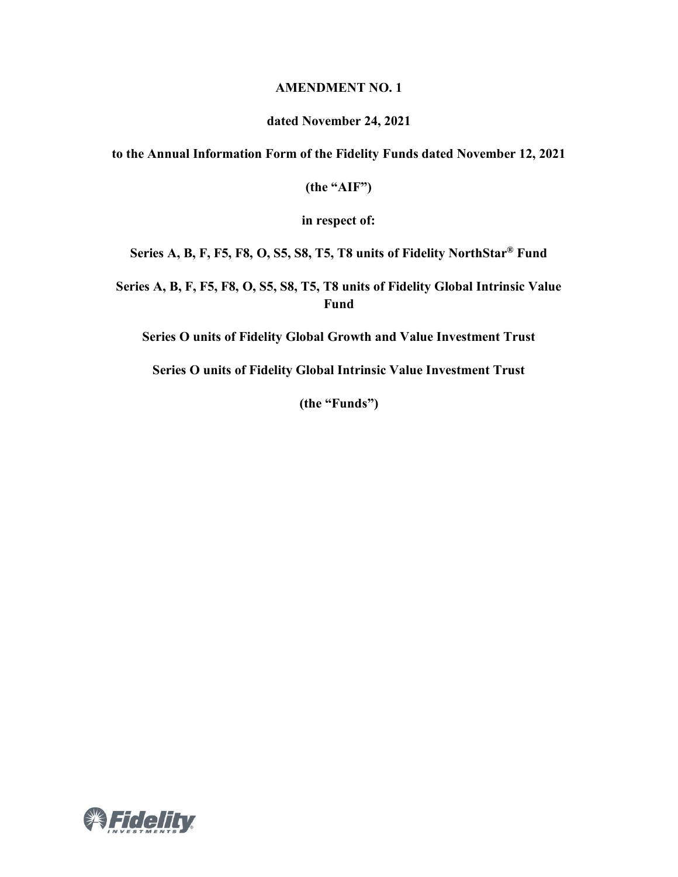**AMENDMENT NO. 1**

**dated November 24, 2021**

**to the Annual Information Form of the Fidelity Funds dated November 12, 2021**

**(the "AIF")**

**in respect of:**

**Series A, B, F, F5, F8, O, S5, S8, T5, T8 units of Fidelity NorthStar® Fund**

**Series A, B, F, F5, F8, O, S5, S8, T5, T8 units of Fidelity Global Intrinsic Value Fund**

**Series O units of Fidelity Global Growth and Value Investment Trust**

**Series O units of Fidelity Global Intrinsic Value Investment Trust**

**(the "Funds")**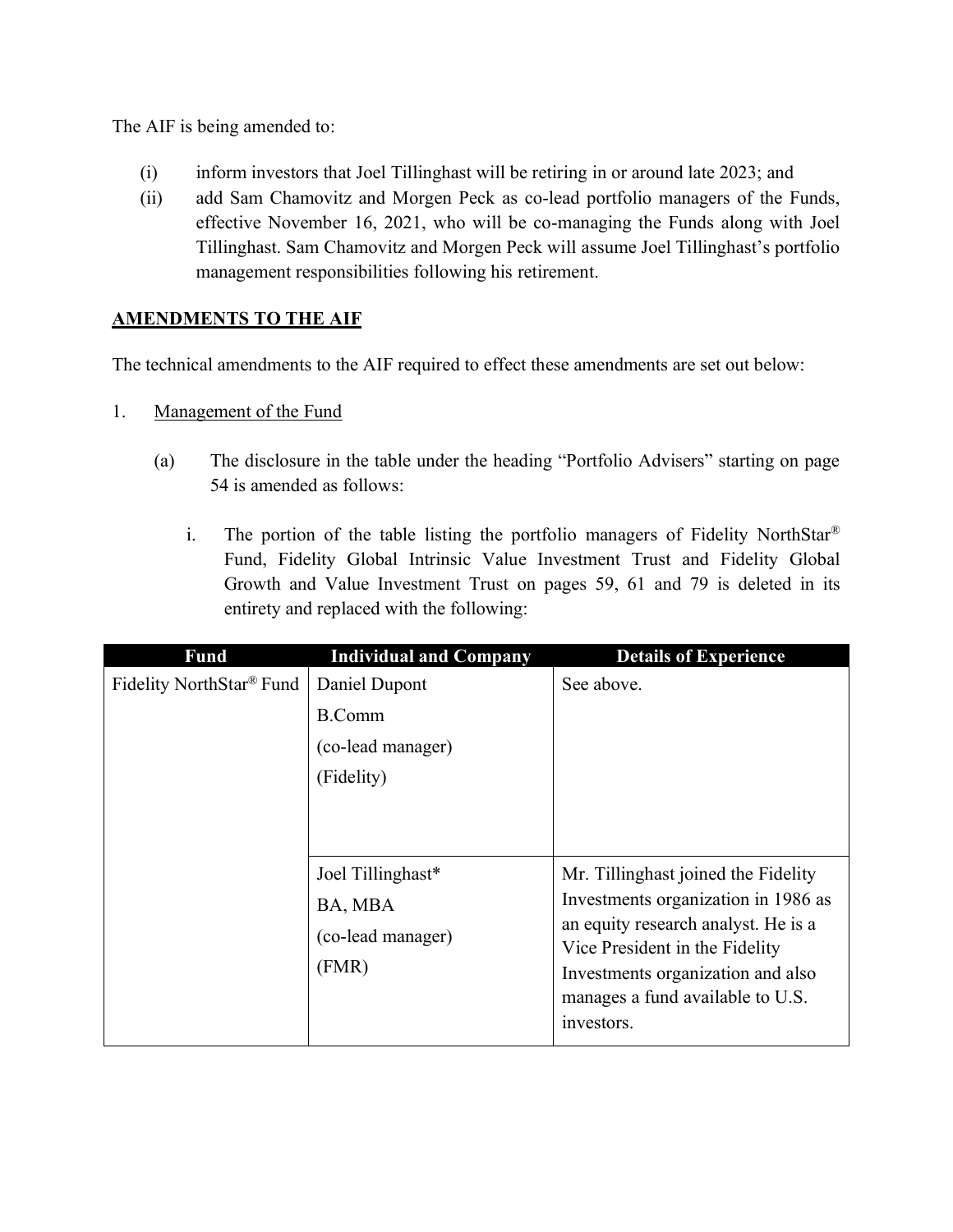The AIF is being amended to:

(i) inform investors that Joel Tillinghast will be retiring in or around late 2023; and
(ii) add Sam Chamovitz and Morgen Peck as co-lead portfolio managers of the Funds, effective November 16, 2021, who will be co-managing the Funds along with Joel Tillinghast. Sam Chamovitz and Morgen Peck will assume Joel Tillinghast's portfolio management responsibilities following his retirement.

## AMENDMENTS TO THE AIF

The technical amendments to the AIF required to effect these amendments are set out below:

1. Management of the Fund

   (a) The disclosure in the table under the heading "Portfolio Advisers" starting on page 54 is amended as follows:

      i. The portion of the table listing the portfolio managers of Fidelity NorthStar® Fund, Fidelity Global Intrinsic Value Investment Trust and Fidelity Global Growth and Value Investment Trust on pages 59, 61 and 79 is deleted in its entirety and replaced with the following:

| Fund | Individual and Company | Details of Experience |
|---|---|---|
| Fidelity NorthStar® Fund | Daniel Dupont<br>B.Comm<br>(co-lead manager)<br>(Fidelity) | See above. |
| | Joel Tillinghast*<br>BA, MBA<br>(co-lead manager)<br>(FMR) | Mr. Tillinghast joined the Fidelity Investments organization in 1986 as an equity research analyst. He is a Vice President in the Fidelity Investments organization and also manages a fund available to U.S. investors. |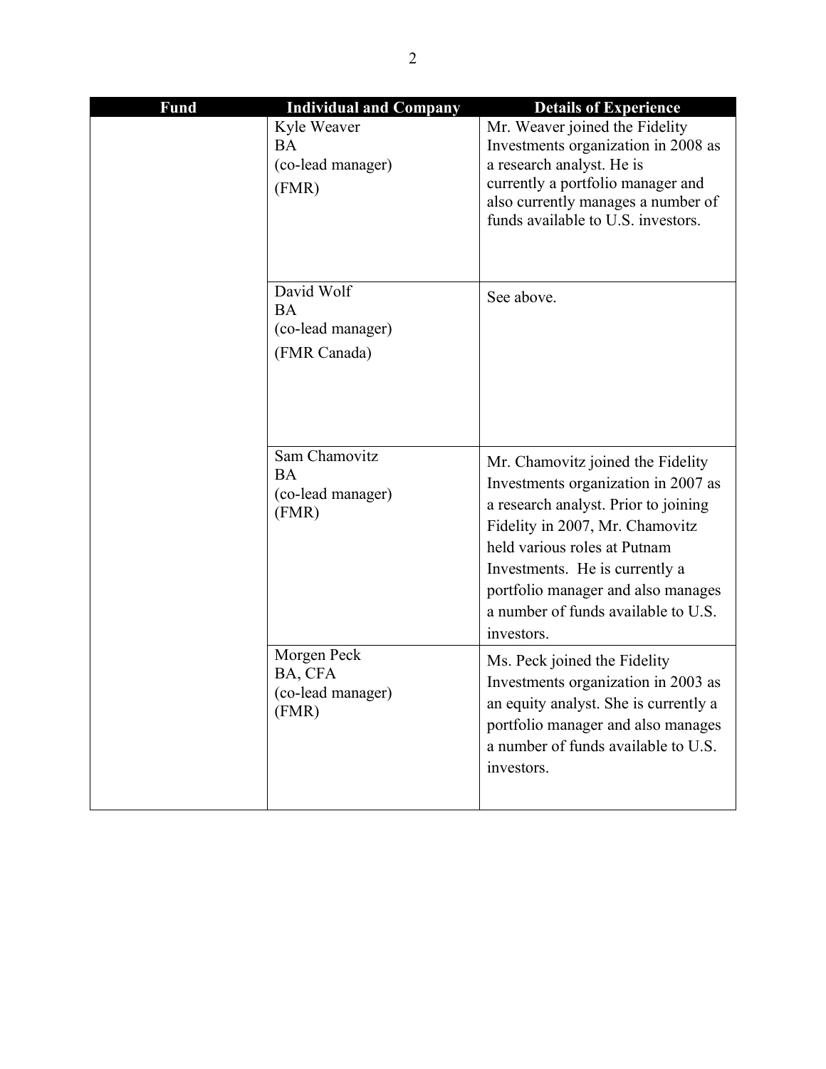| Fund | Individual and Company | Details of Experience |
| --- | --- | --- |
| | Kyle Weaver<br>BA<br>(co-lead manager)<br>(FMR) | Mr. Weaver joined the Fidelity Investments organization in 2008 as a research analyst. He is currently a portfolio manager and also currently manages a number of funds available to U.S. investors. |
| | David Wolf<br>BA<br>(co-lead manager)<br>(FMR Canada) | See above. |
| | Sam Chamovitz<br>BA<br>(co-lead manager)<br>(FMR) | Mr. Chamovitz joined the Fidelity Investments organization in 2007 as a research analyst. Prior to joining Fidelity in 2007, Mr. Chamovitz held various roles at Putnam Investments. He is currently a portfolio manager and also manages a number of funds available to U.S. investors. |
| | Morgen Peck<br>BA, CFA<br>(co-lead manager)<br>(FMR) | Ms. Peck joined the Fidelity Investments organization in 2003 as an equity analyst. She is currently a portfolio manager and also manages a number of funds available to U.S. investors. |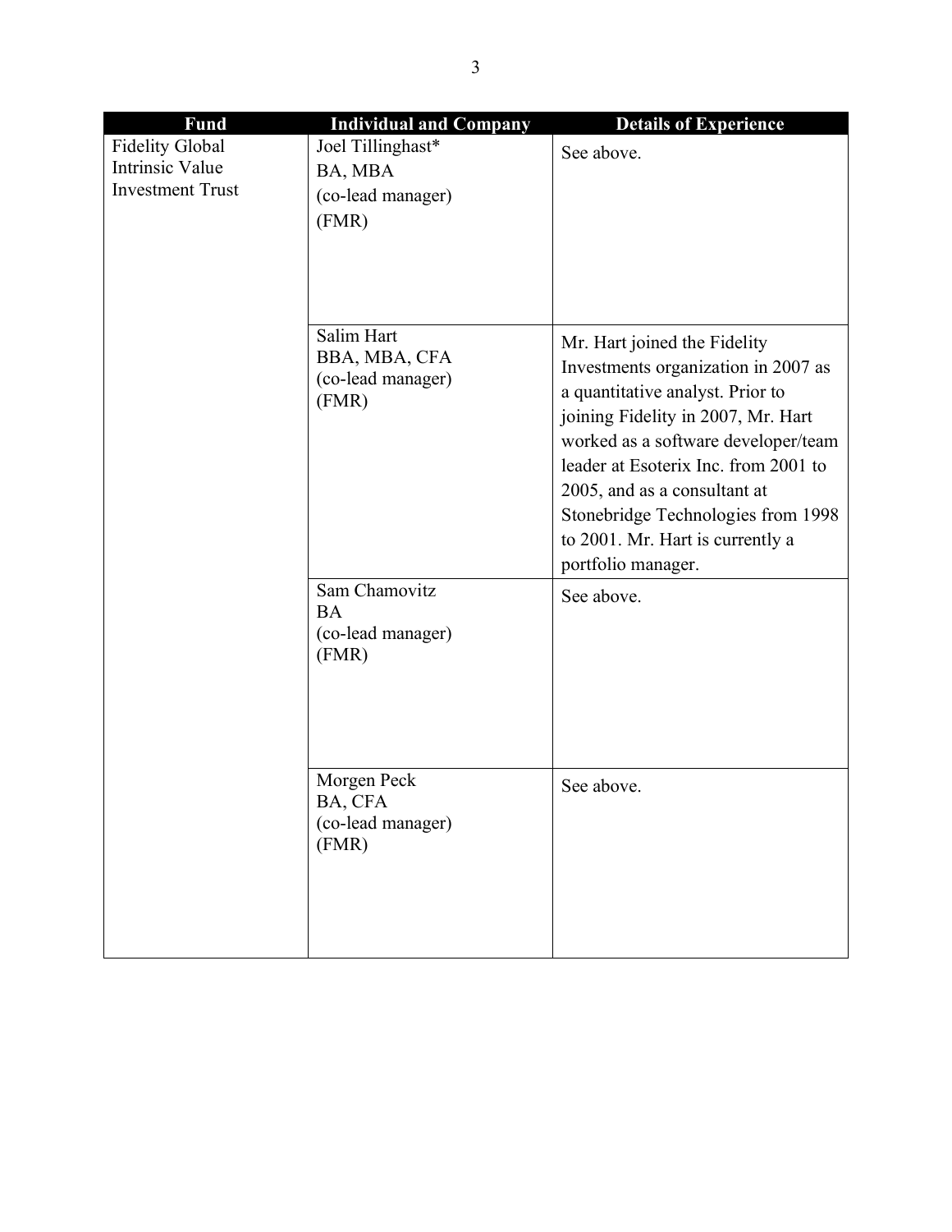| Fund | Individual and Company | Details of Experience |
| --- | --- | --- |
| Fidelity Global Intrinsic Value Investment Trust | Joel Tillinghast* BA, MBA (co-lead manager) (FMR) | See above. |
| | Salim Hart BBA, MBA, CFA (co-lead manager) (FMR) | Mr. Hart joined the Fidelity Investments organization in 2007 as a quantitative analyst. Prior to joining Fidelity in 2007, Mr. Hart worked as a software developer/team leader at Esoterix Inc. from 2001 to 2005, and as a consultant at Stonebridge Technologies from 1998 to 2001. Mr. Hart is currently a portfolio manager. |
| | Sam Chamovitz BA (co-lead manager) (FMR) | See above. |
| | Morgen Peck BA, CFA (co-lead manager) (FMR) | See above. |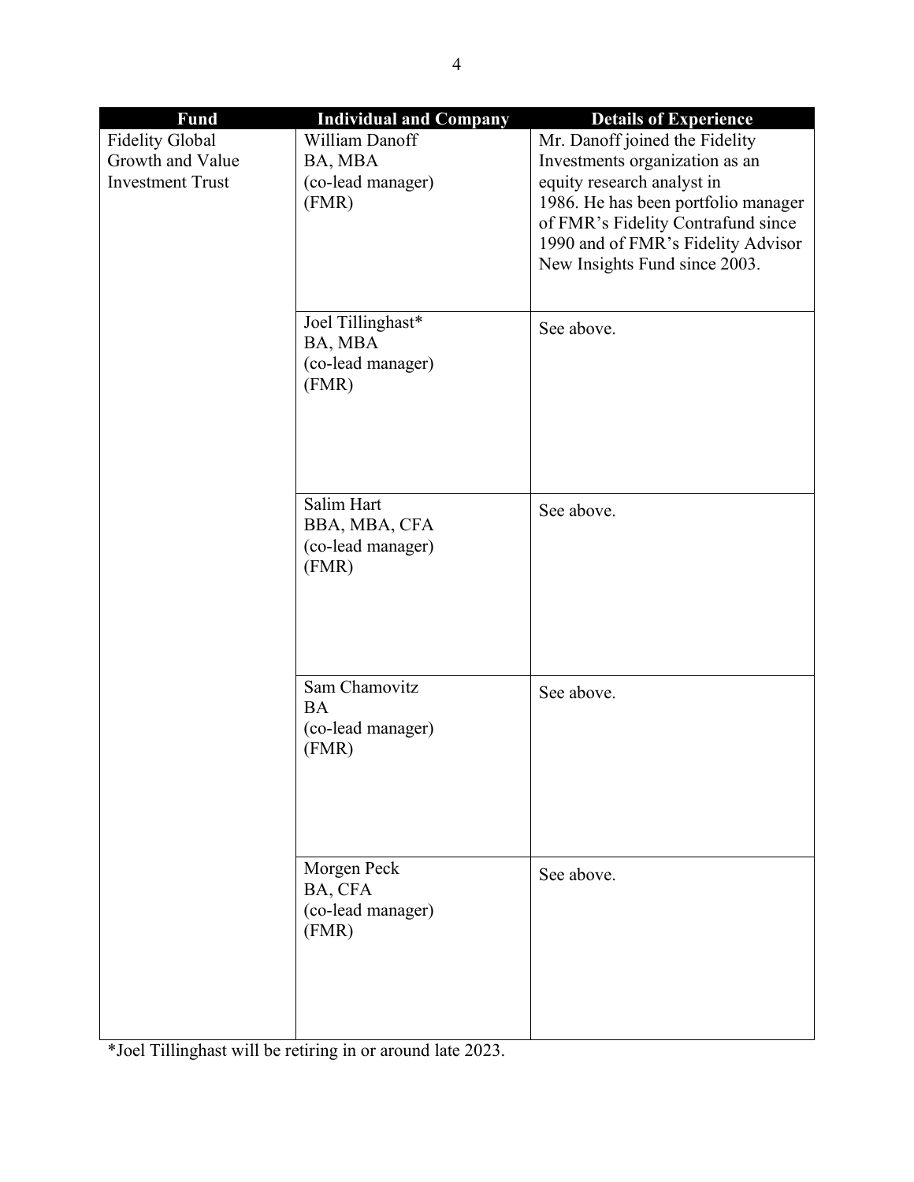| Fund | Individual and Company | Details of Experience |
|---|---|---|
| Fidelity Global Growth and Value Investment Trust | William Danoff<br>BA, MBA<br>(co-lead manager)<br>(FMR) | Mr. Danoff joined the Fidelity Investments organization as an equity research analyst in 1986. He has been portfolio manager of FMR's Fidelity Contrafund since 1990 and of FMR's Fidelity Advisor New Insights Fund since 2003. |
| | Joel Tillinghast*<br>BA, MBA<br>(co-lead manager)<br>(FMR) | See above. |
| | Salim Hart<br>BBA, MBA, CFA<br>(co-lead manager)<br>(FMR) | See above. |
| | Sam Chamovitz<br>BA<br>(co-lead manager)<br>(FMR) | See above. |
| | Morgen Peck<br>BA, CFA<br>(co-lead manager)<br>(FMR) | See above. |

*Joel Tillinghast will be retiring in or around late 2023.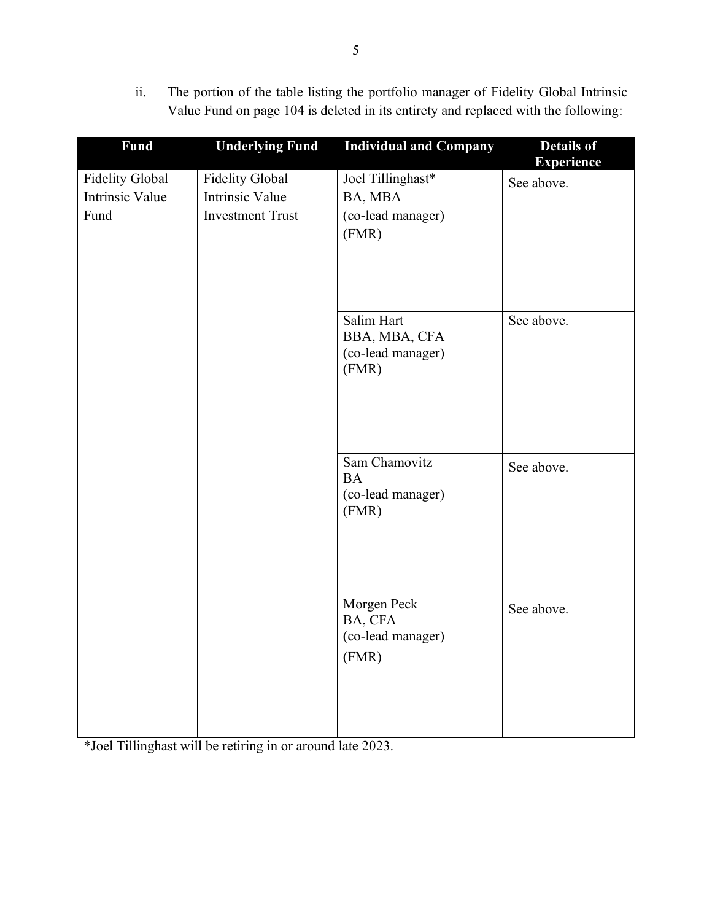ii. The portion of the table listing the portfolio manager of Fidelity Global Intrinsic Value Fund on page 104 is deleted in its entirety and replaced with the following:

| Fund | Underlying Fund | Individual and Company | Details of Experience |
|---|---|---|---|
| Fidelity Global Intrinsic Value Fund | Fidelity Global Intrinsic Value Investment Trust | Joel Tillinghast* BA, MBA (co-lead manager) (FMR) | See above. |
| | | Salim Hart BBA, MBA, CFA (co-lead manager) (FMR) | See above. |
| | | Sam Chamovitz BA (co-lead manager) (FMR) | See above. |
| | | Morgen Peck BA, CFA (co-lead manager) (FMR) | See above. |

*Joel Tillinghast will be retiring in or around late 2023.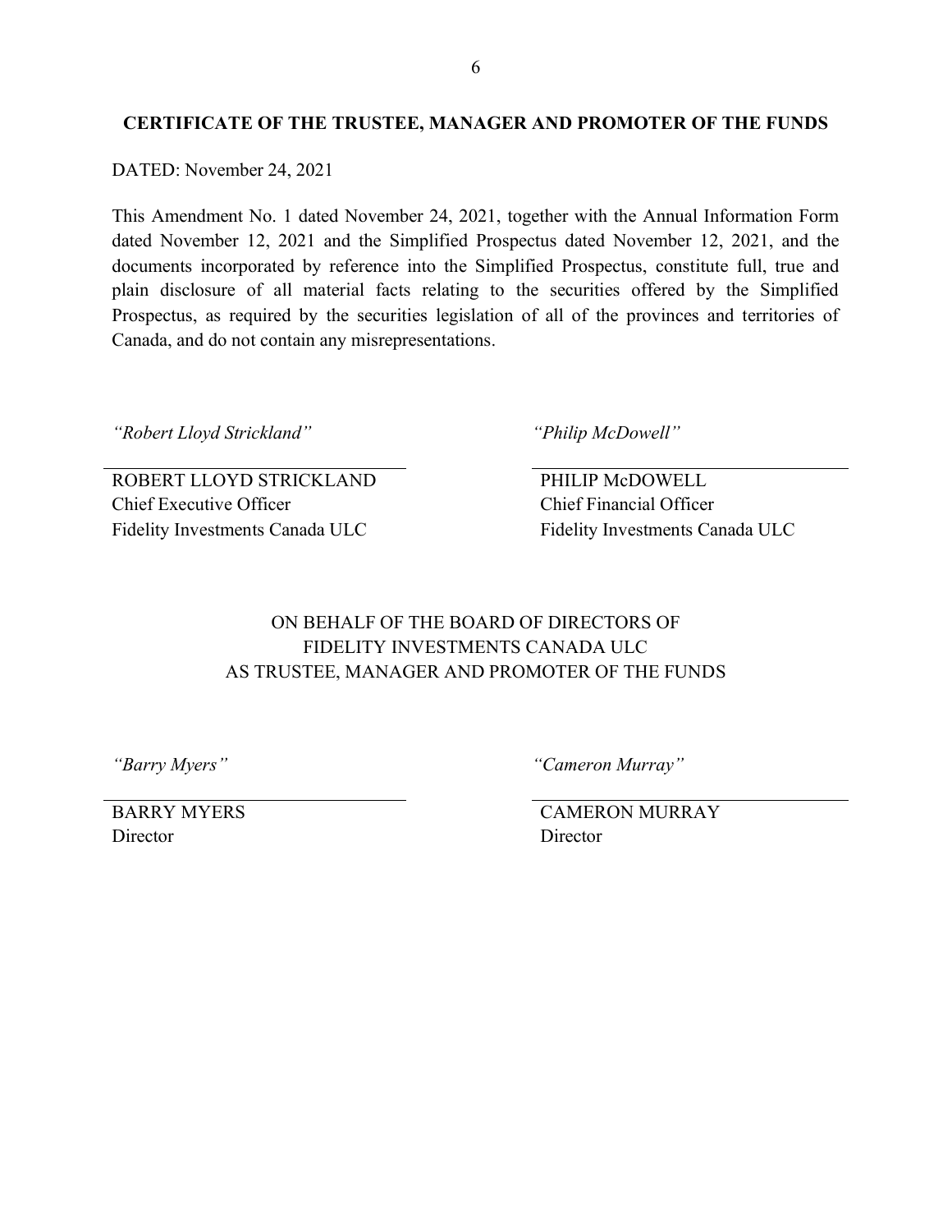**CERTIFICATE OF THE TRUSTEE, MANAGER AND PROMOTER OF THE FUNDS**

DATED: November 24, 2021

This Amendment No. 1 dated November 24, 2021, together with the Annual Information Form dated November 12, 2021 and the Simplified Prospectus dated November 12, 2021, and the documents incorporated by reference into the Simplified Prospectus, constitute full, true and plain disclosure of all material facts relating to the securities offered by the Simplified Prospectus, as required by the securities legislation of all of the provinces and territories of Canada, and do not contain any misrepresentations.

*"Robert Lloyd Strickland"*

ROBERT LLOYD STRICKLAND
Chief Executive Officer
Fidelity Investments Canada ULC

*"Philip McDowell"*

PHILIP McDOWELL
Chief Financial Officer
Fidelity Investments Canada ULC

ON BEHALF OF THE BOARD OF DIRECTORS OF
FIDELITY INVESTMENTS CANADA ULC
AS TRUSTEE, MANAGER AND PROMOTER OF THE FUNDS

*"Barry Myers"*

BARRY MYERS
Director

*"Cameron Murray"*

CAMERON MURRAY
Director